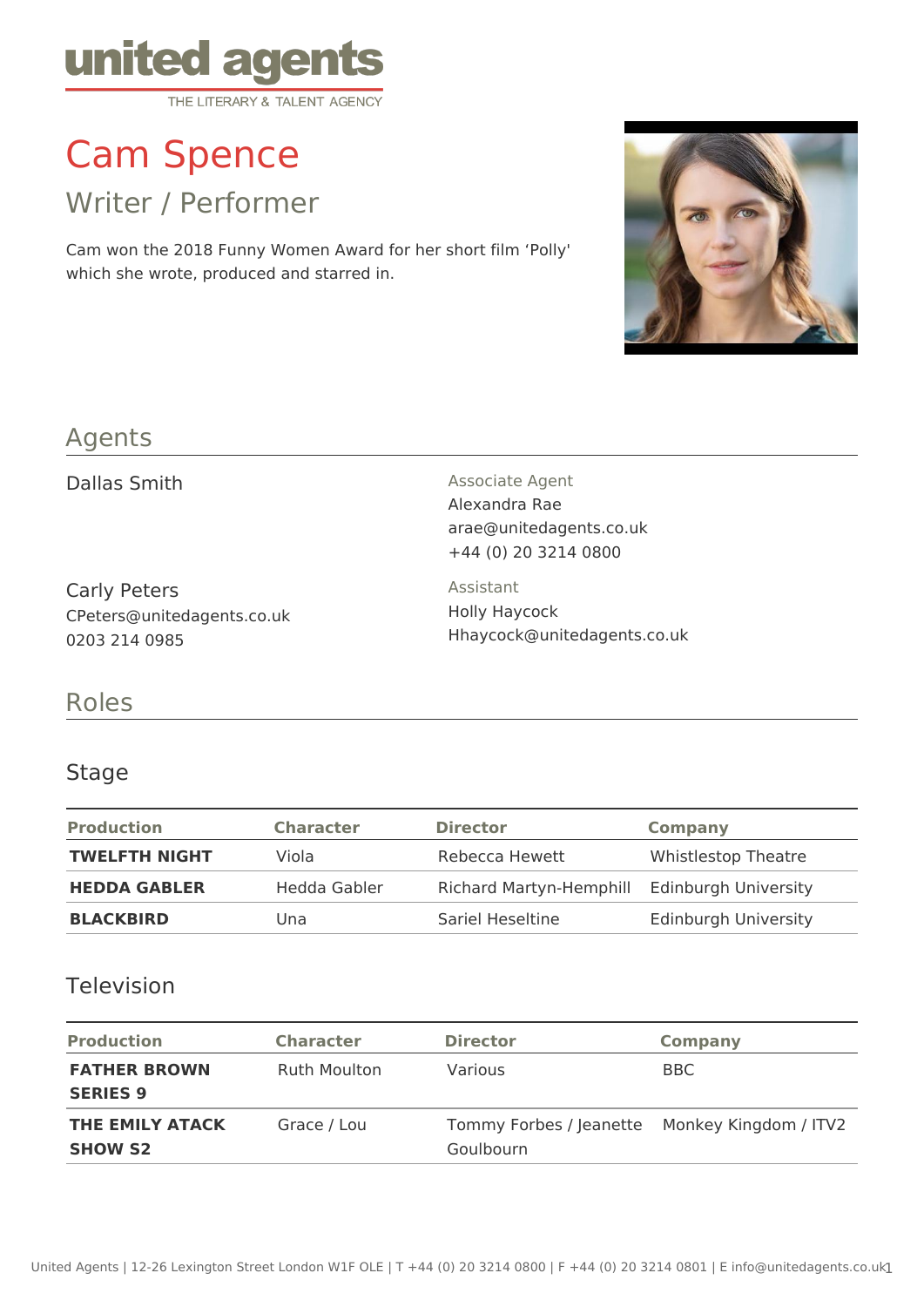united agents

THE LITERARY & TALENT AGENCY

# Cam Spence

## Writer / Performer

Cam won the 2018 Funny Women Award for her short film 'Polly' which she wrote, produced and starred in.

## Agents

Dallas Smith

Associate Agent
Alexandra Rae
arae@unitedagents.co.uk
+44 (0) 20 3214 0800

Carly Peters
CPeters@unitedagents.co.uk
0203 214 0985

Assistant
Holly Haycock
Hhaycock@unitedagents.co.uk

## Roles

### Stage

| Production | Character | Director | Company |
|---|---|---|---|
| **TWELFTH NIGHT** | Viola | Rebecca Hewett | Whistlestop Theatre |
| **HEDDA GABLER** | Hedda Gabler | Richard Martyn-Hemphill | Edinburgh University |
| **BLACKBIRD** | Una | Sariel Heseltine | Edinburgh University |

### Television

| Production | Character | Director | Company |
|---|---|---|---|
| **FATHER BROWN SERIES 9** | Ruth Moulton | Various | BBC |
| **THE EMILY ATACK SHOW S2** | Grace / Lou | Tommy Forbes / Jeanette Goulbourn | Monkey Kingdom / ITV2 |

United Agents | 12-26 Lexington Street London W1F OLE | T +44 (0) 20 3214 0800 | F +44 (0) 20 3214 0801 | E info@unitedagents.co.uk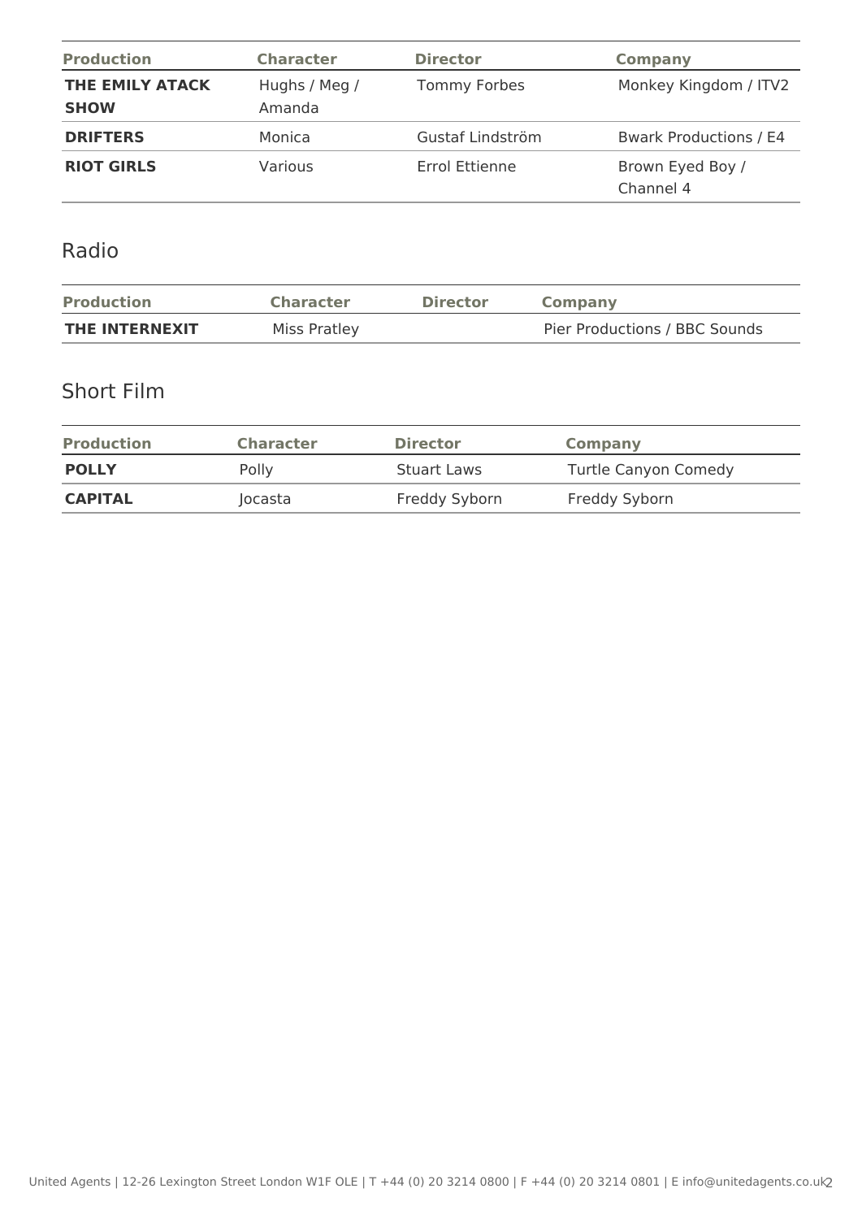| Production | Character | Director | Company |
| --- | --- | --- | --- |
| **THE EMILY ATACK SHOW** | Hughs / Meg / Amanda | Tommy Forbes | Monkey Kingdom / ITV2 |
| **DRIFTERS** | Monica | Gustaf Lindström | Bwark Productions / E4 |
| **RIOT GIRLS** | Various | Errol Ettienne | Brown Eyed Boy / Channel 4 |

## Radio

| Production | Character | Director | Company |
| --- | --- | --- | --- |
| **THE INTERNEXIT** | Miss Pratley | | Pier Productions / BBC Sounds |

## Short Film

| Production | Character | Director | Company |
| --- | --- | --- | --- |
| **POLLY** | Polly | Stuart Laws | Turtle Canyon Comedy |
| **CAPITAL** | Jocasta | Freddy Syborn | Freddy Syborn |